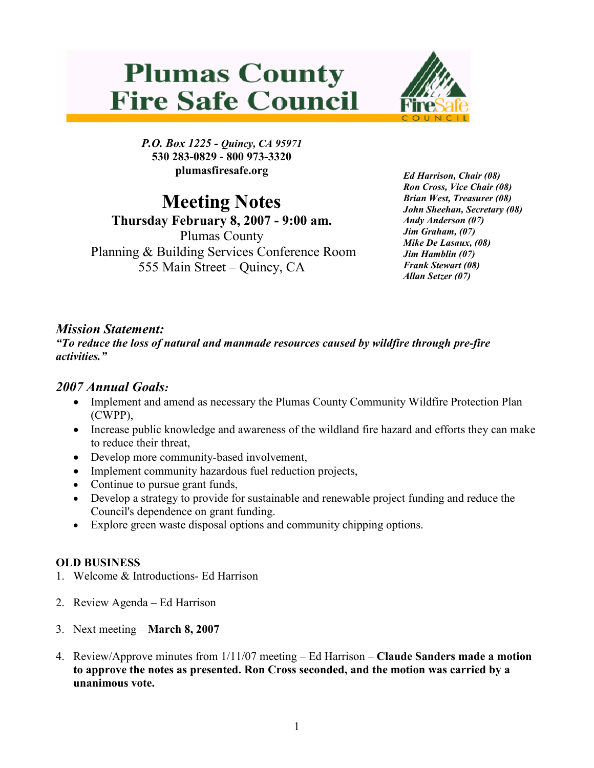# Plumas County Fire Safe Council

*P.O. Box 1225 - Quincy, CA 95971*
**530 283-0829 - 800 973-3320**
**plumasfiresafe.org**

***Ed Harrison, Chair (08)***
***Ron Cross, Vice Chair (08)***
***Brian West, Treasurer (08)***
***John Sheehan, Secretary (08)***
***Andy Anderson (07)***
***Jim Graham, (07)***
***Mike De Lasaux, (08)***
***Jim Hamblin (07)***
***Frank Stewart (08)***
***Allan Setzer (07)***

## Meeting Notes

**Thursday February 8, 2007 - 9:00 am.**
Plumas County
Planning & Building Services Conference Room
555 Main Street – Quincy, CA

### *Mission Statement:*

***"To reduce the loss of natural and manmade resources caused by wildfire through pre-fire activities."***

### *2007 Annual Goals:*

- Implement and amend as necessary the Plumas County Community Wildfire Protection Plan (CWPP),
- Increase public knowledge and awareness of the wildland fire hazard and efforts they can make to reduce their threat,
- Develop more community-based involvement,
- Implement community hazardous fuel reduction projects,
- Continue to pursue grant funds,
- Develop a strategy to provide for sustainable and renewable project funding and reduce the Council's dependence on grant funding.
- Explore green waste disposal options and community chipping options.

**OLD BUSINESS**

1. Welcome & Introductions- Ed Harrison

2. Review Agenda – Ed Harrison

3. Next meeting – **March 8, 2007**

4. Review/Approve minutes from 1/11/07 meeting – Ed Harrison – **Claude Sanders made a motion to approve the notes as presented. Ron Cross seconded, and the motion was carried by a unanimous vote.**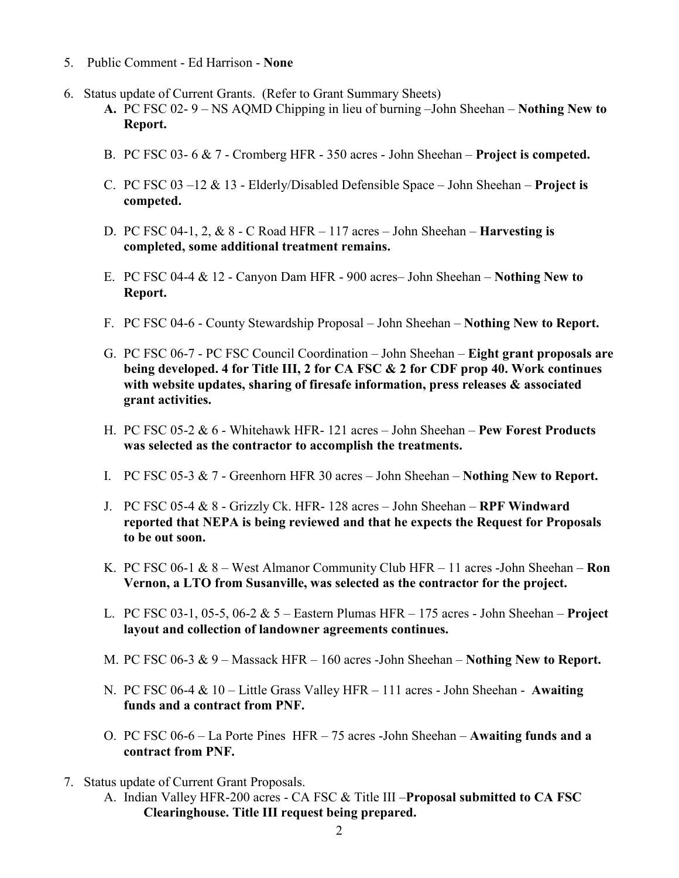5. Public Comment - Ed Harrison - **None**

6. Status update of Current Grants. (Refer to Grant Summary Sheets)

   **A.** PC FSC 02- 9 – NS AQMD Chipping in lieu of burning –John Sheehan – **Nothing New to Report.**

   B. PC FSC 03- 6 & 7 - Cromberg HFR - 350 acres - John Sheehan – **Project is competed.**

   C. PC FSC 03 –12 & 13 - Elderly/Disabled Defensible Space – John Sheehan – **Project is competed.**

   D. PC FSC 04-1, 2, & 8 - C Road HFR – 117 acres – John Sheehan – **Harvesting is completed, some additional treatment remains.**

   E. PC FSC 04-4 & 12 - Canyon Dam HFR - 900 acres– John Sheehan – **Nothing New to Report.**

   F. PC FSC 04-6 - County Stewardship Proposal – John Sheehan – **Nothing New to Report.**

   G. PC FSC 06-7 - PC FSC Council Coordination – John Sheehan – **Eight grant proposals are being developed. 4 for Title III, 2 for CA FSC & 2 for CDF prop 40. Work continues with website updates, sharing of firesafe information, press releases & associated grant activities.**

   H. PC FSC 05-2 & 6 - Whitehawk HFR- 121 acres – John Sheehan – **Pew Forest Products was selected as the contractor to accomplish the treatments.**

   I. PC FSC 05-3 & 7 - Greenhorn HFR 30 acres – John Sheehan – **Nothing New to Report.**

   J. PC FSC 05-4 & 8 - Grizzly Ck. HFR- 128 acres – John Sheehan – **RPF Windward reported that NEPA is being reviewed and that he expects the Request for Proposals to be out soon.**

   K. PC FSC 06-1 & 8 – West Almanor Community Club HFR – 11 acres -John Sheehan – **Ron Vernon, a LTO from Susanville, was selected as the contractor for the project.**

   L. PC FSC 03-1, 05-5, 06-2 & 5 – Eastern Plumas HFR – 175 acres - John Sheehan – **Project layout and collection of landowner agreements continues.**

   M. PC FSC 06-3 & 9 – Massack HFR – 160 acres -John Sheehan – **Nothing New to Report.**

   N. PC FSC 06-4 & 10 – Little Grass Valley HFR – 111 acres - John Sheehan - **Awaiting funds and a contract from PNF.**

   O. PC FSC 06-6 – La Porte Pines HFR – 75 acres -John Sheehan – **Awaiting funds and a contract from PNF.**

7. Status update of Current Grant Proposals.

   A. Indian Valley HFR-200 acres - CA FSC & Title III –**Proposal submitted to CA FSC Clearinghouse. Title III request being prepared.**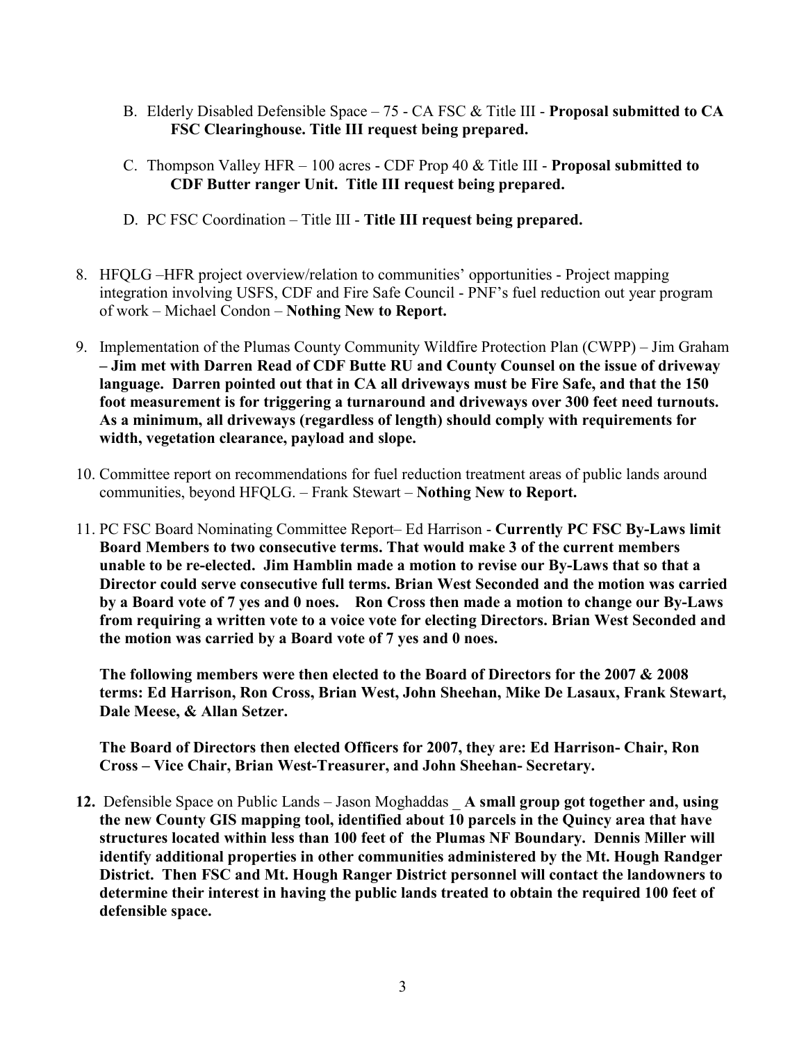B. Elderly Disabled Defensible Space – 75 - CA FSC & Title III - **Proposal submitted to CA FSC Clearinghouse. Title III request being prepared.**

C. Thompson Valley HFR – 100 acres - CDF Prop 40 & Title III - **Proposal submitted to CDF Butter ranger Unit. Title III request being prepared.**

D. PC FSC Coordination – Title III - **Title III request being prepared.**

8. HFQLG –HFR project overview/relation to communities' opportunities - Project mapping integration involving USFS, CDF and Fire Safe Council - PNF's fuel reduction out year program of work – Michael Condon – **Nothing New to Report.**

9. Implementation of the Plumas County Community Wildfire Protection Plan (CWPP) – Jim Graham **– Jim met with Darren Read of CDF Butte RU and County Counsel on the issue of driveway language. Darren pointed out that in CA all driveways must be Fire Safe, and that the 150 foot measurement is for triggering a turnaround and driveways over 300 feet need turnouts. As a minimum, all driveways (regardless of length) should comply with requirements for width, vegetation clearance, payload and slope.**

10. Committee report on recommendations for fuel reduction treatment areas of public lands around communities, beyond HFQLG. – Frank Stewart – **Nothing New to Report.**

11. PC FSC Board Nominating Committee Report– Ed Harrison - **Currently PC FSC By-Laws limit Board Members to two consecutive terms. That would make 3 of the current members unable to be re-elected. Jim Hamblin made a motion to revise our By-Laws that so that a Director could serve consecutive full terms. Brian West Seconded and the motion was carried by a Board vote of 7 yes and 0 noes. Ron Cross then made a motion to change our By-Laws from requiring a written vote to a voice vote for electing Directors. Brian West Seconded and the motion was carried by a Board vote of 7 yes and 0 noes.**

    **The following members were then elected to the Board of Directors for the 2007 & 2008 terms: Ed Harrison, Ron Cross, Brian West, John Sheehan, Mike De Lasaux, Frank Stewart, Dale Meese, & Allan Setzer.**

    **The Board of Directors then elected Officers for 2007, they are: Ed Harrison- Chair, Ron Cross – Vice Chair, Brian West-Treasurer, and John Sheehan- Secretary.**

**12.** Defensible Space on Public Lands – Jason Moghaddas _ **A small group got together and, using the new County GIS mapping tool, identified about 10 parcels in the Quincy area that have structures located within less than 100 feet of the Plumas NF Boundary. Dennis Miller will identify additional properties in other communities administered by the Mt. Hough Randger District. Then FSC and Mt. Hough Ranger District personnel will contact the landowners to determine their interest in having the public lands treated to obtain the required 100 feet of defensible space.**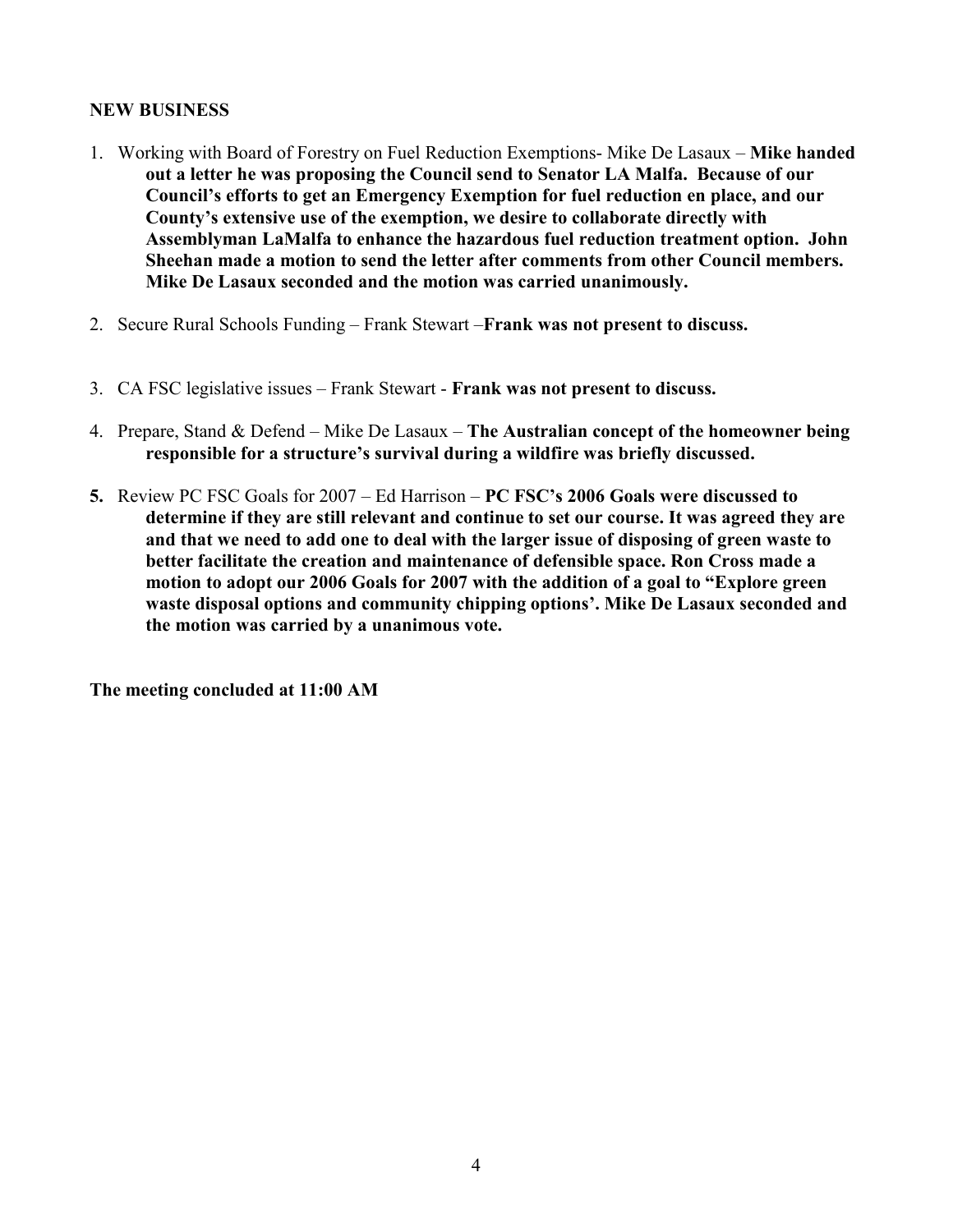**NEW BUSINESS**

1. Working with Board of Forestry on Fuel Reduction Exemptions- Mike De Lasaux – **Mike handed out a letter he was proposing the Council send to Senator LA Malfa. Because of our Council's efforts to get an Emergency Exemption for fuel reduction en place, and our County's extensive use of the exemption, we desire to collaborate directly with Assemblyman LaMalfa to enhance the hazardous fuel reduction treatment option. John Sheehan made a motion to send the letter after comments from other Council members. Mike De Lasaux seconded and the motion was carried unanimously.**

2. Secure Rural Schools Funding – Frank Stewart –**Frank was not present to discuss.**

3. CA FSC legislative issues – Frank Stewart - **Frank was not present to discuss.**

4. Prepare, Stand & Defend – Mike De Lasaux – **The Australian concept of the homeowner being responsible for a structure's survival during a wildfire was briefly discussed.**

5. Review PC FSC Goals for 2007 – Ed Harrison – **PC FSC's 2006 Goals were discussed to determine if they are still relevant and continue to set our course. It was agreed they are and that we need to add one to deal with the larger issue of disposing of green waste to better facilitate the creation and maintenance of defensible space. Ron Cross made a motion to adopt our 2006 Goals for 2007 with the addition of a goal to "Explore green waste disposal options and community chipping options'. Mike De Lasaux seconded and the motion was carried by a unanimous vote.**

**The meeting concluded at 11:00 AM**